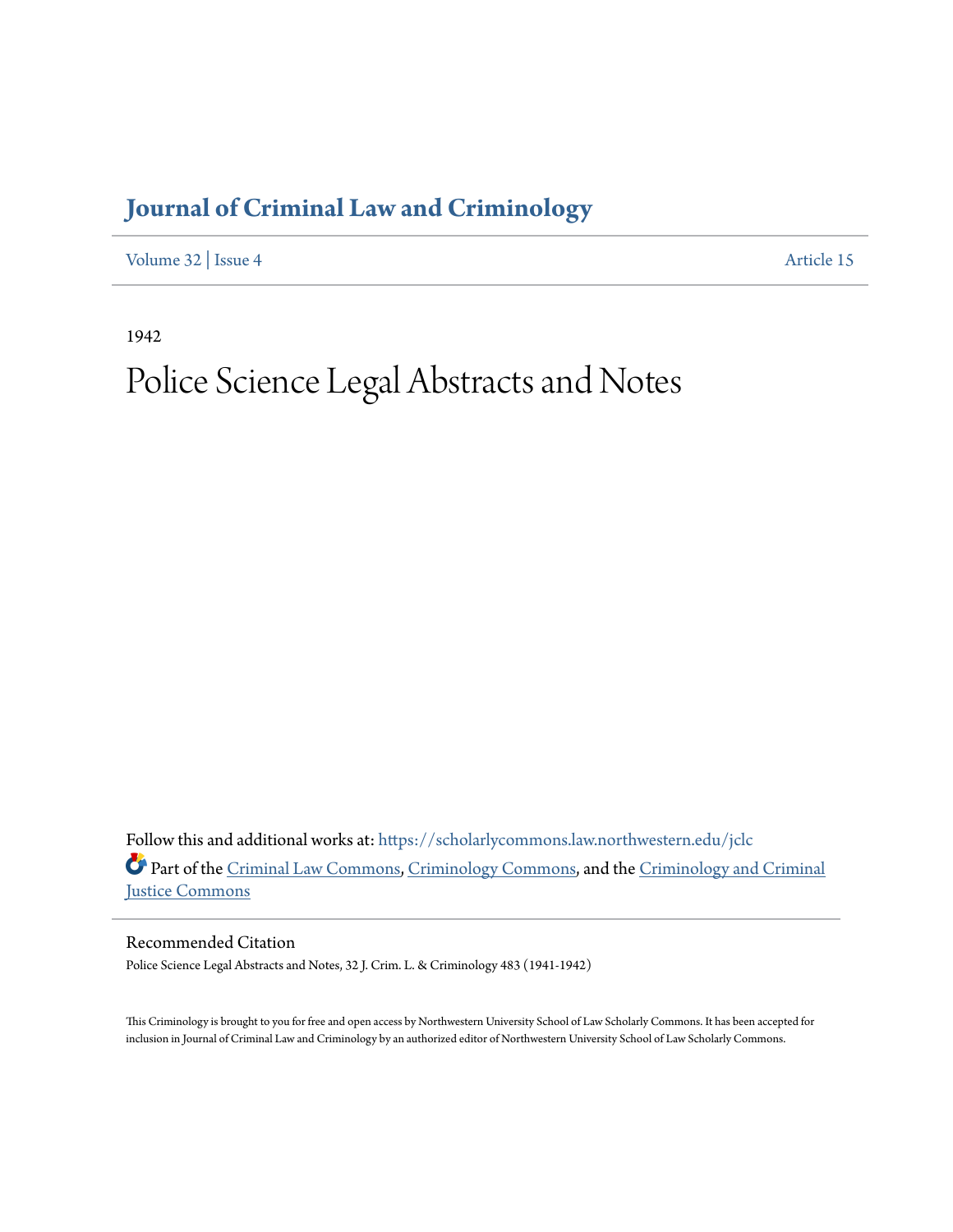# Journal of Criminal Law and Criminology

Volume 32 | Issue 4

Article 15

1942

# Police Science Legal Abstracts and Notes

Follow this and additional works at: https://scholarlycommons.law.northwestern.edu/jclc

Part of the Criminal Law Commons, Criminology Commons, and the Criminology and Criminal Justice Commons

## Recommended Citation

Police Science Legal Abstracts and Notes, 32 J. Crim. L. & Criminology 483 (1941-1942)

This Criminology is brought to you for free and open access by Northwestern University School of Law Scholarly Commons. It has been accepted for inclusion in Journal of Criminal Law and Criminology by an authorized editor of Northwestern University School of Law Scholarly Commons.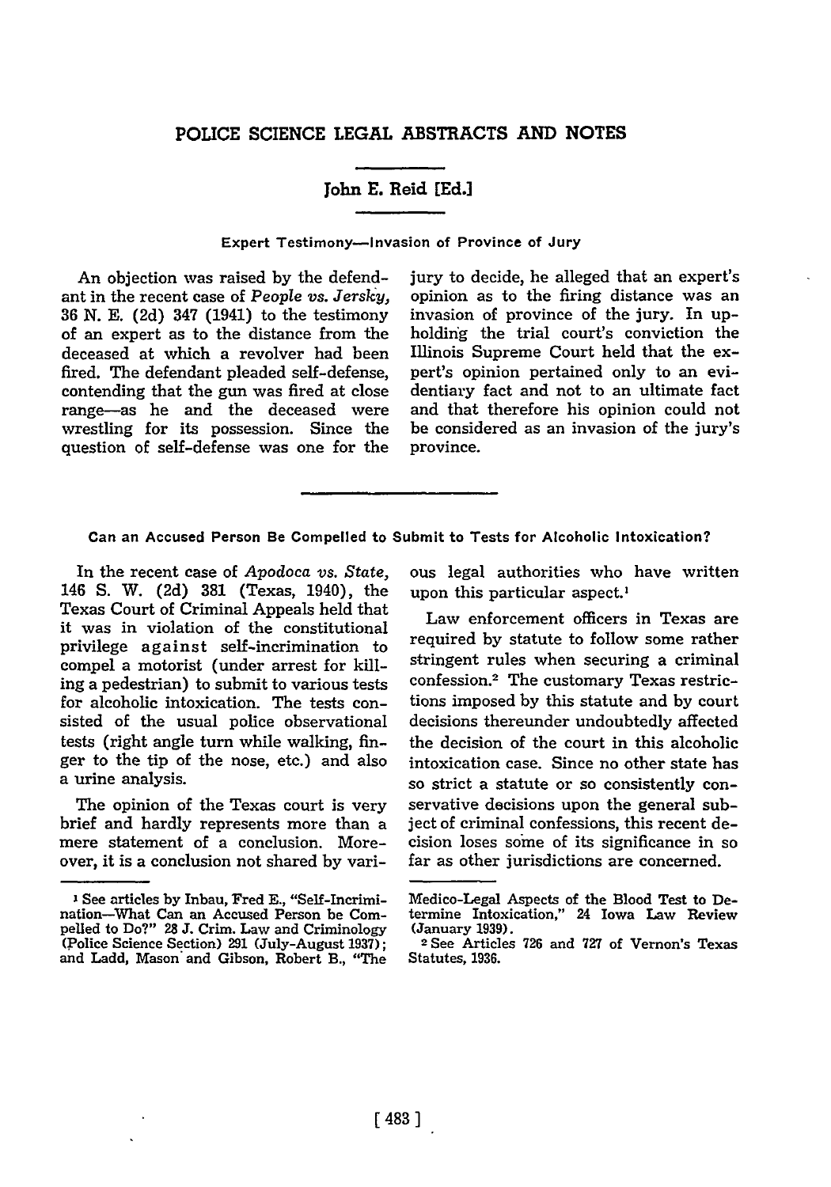# POLICE SCIENCE LEGAL ABSTRACTS AND NOTES

John E. Reid [Ed.]

## Expert Testimony—Invasion of Province of Jury

An objection was raised by the defendant in the recent case of *People vs. Jersky*, 36 N. E. (2d) 347 (1941) to the testimony of an expert as to the distance from the deceased at which a revolver had been fired. The defendant pleaded self-defense, contending that the gun was fired at close range—as he and the deceased were wrestling for its possession. Since the question of self-defense was one for the jury to decide, he alleged that an expert's opinion as to the firing distance was an invasion of province of the jury. In upholding the trial court's conviction the Illinois Supreme Court held that the expert's opinion pertained only to an evidentiary fact and not to an ultimate fact and that therefore his opinion could not be considered as an invasion of the jury's province.

## Can an Accused Person Be Compelled to Submit to Tests for Alcoholic Intoxication?

In the recent case of *Apodoca vs. State*, 146 S. W. (2d) 381 (Texas, 1940), the Texas Court of Criminal Appeals held that it was in violation of the constitutional privilege against self-incrimination to compel a motorist (under arrest for killing a pedestrian) to submit to various tests for alcoholic intoxication. The tests consisted of the usual police observational tests (right angle turn while walking, finger to the tip of the nose, etc.) and also a urine analysis.

The opinion of the Texas court is very brief and hardly represents more than a mere statement of a conclusion. Moreover, it is a conclusion not shared by various legal authorities who have written upon this particular aspect.[1]

Law enforcement officers in Texas are required by statute to follow some rather stringent rules when securing a criminal confession.[2] The customary Texas restrictions imposed by this statute and by court decisions thereunder undoubtedly affected the decision of the court in this alcoholic intoxication case. Since no other state has so strict a statute or so consistently conservative decisions upon the general subject of criminal confessions, this recent decision loses some of its significance in so far as other jurisdictions are concerned.

---

[1] See articles by Inbau, Fred E., "Self-Incrimination—What Can an Accused Person be Compelled to Do?" 28 J. Crim. Law and Criminology (Police Science Section) 291 (July-August 1937); and Ladd, Mason and Gibson, Robert B., "The Medico-Legal Aspects of the Blood Test to Determine Intoxication," 24 Iowa Law Review (January 1939).

[2] See Articles 726 and 727 of Vernon's Texas Statutes, 1936.